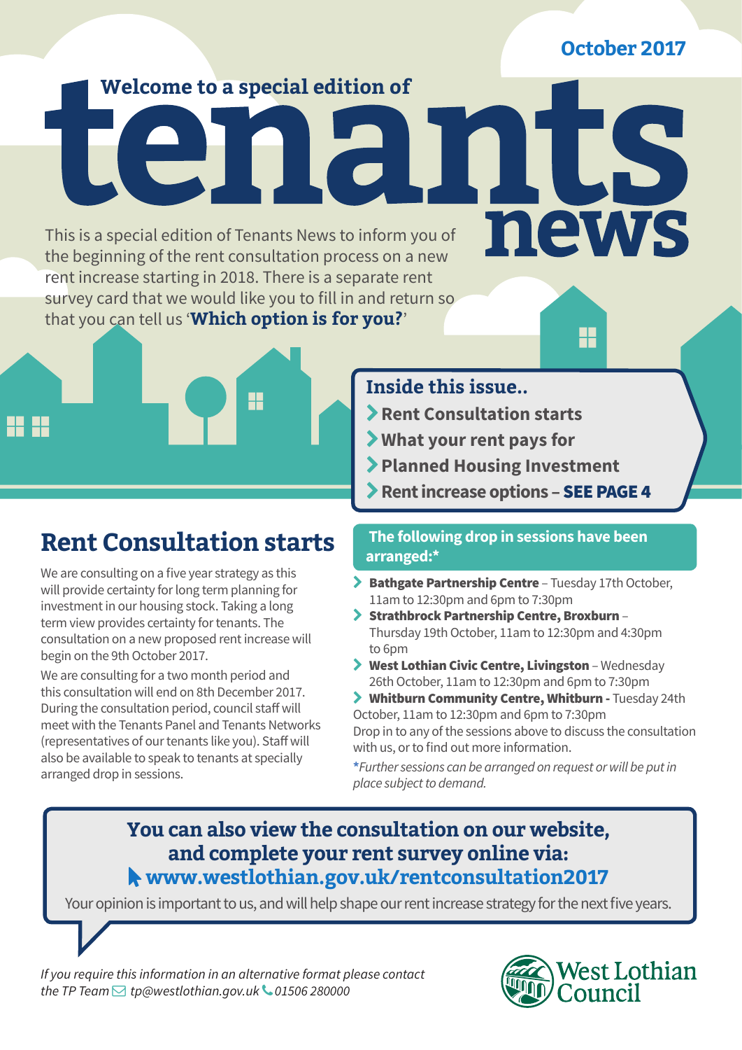October 2017

Welcome to a special edition of

# tenants news

This is a special edition of Tenants News to inform you of the beginning of the rent consultation process on a new rent increase starting in 2018. There is a separate rent survey card that we would like you to fill in and return so that you can tell us '**Which option is for you?**'

### Inside this issue..

- **Rent Consultation starts**
- **What your rent pays for**
- **Planned Housing Investment**
- **Rent increase options – SEE PAGE 4**

## Rent Consultation starts

We are consulting on a five year strategy as this will provide certainty for long term planning for investment in our housing stock. Taking a long term view provides certainty for tenants. The consultation on a new proposed rent increase will begin on the 9th October 2017.

We are consulting for a two month period and this consultation will end on 8th December 2017. During the consultation period, council staff will meet with the Tenants Panel and Tenants Networks (representatives of our tenants like you). Staff will also be available to speak to tenants at specially arranged drop in sessions.

**The following drop in sessions have been arranged:***

- **Bathgate Partnership Centre** – Tuesday 17th October, 11am to 12:30pm and 6pm to 7:30pm
- **Strathbrock Partnership Centre, Broxburn** – Thursday 19th October, 11am to 12:30pm and 4:30pm to 6pm
- **West Lothian Civic Centre, Livingston** – Wednesday 26th October, 11am to 12:30pm and 6pm to 7:30pm
- **Whitburn Community Centre, Whitburn -** Tuesday 24th October, 11am to 12:30pm and 6pm to 7:30pm

Drop in to any of the sessions above to discuss the consultation with us, or to find out more information.

*\*Further sessions can be arranged on request or will be put in place subject to demand.*

**You can also view the consultation on our website, and complete your rent survey online via:**
**www.westlothian.gov.uk/rentconsultation2017**

Your opinion is important to us, and will help shape our rent increase strategy for the next five years.

*If you require this information in an alternative format please contact the TP Team tp@westlothian.gov.uk 01506 280000*

West Lothian Council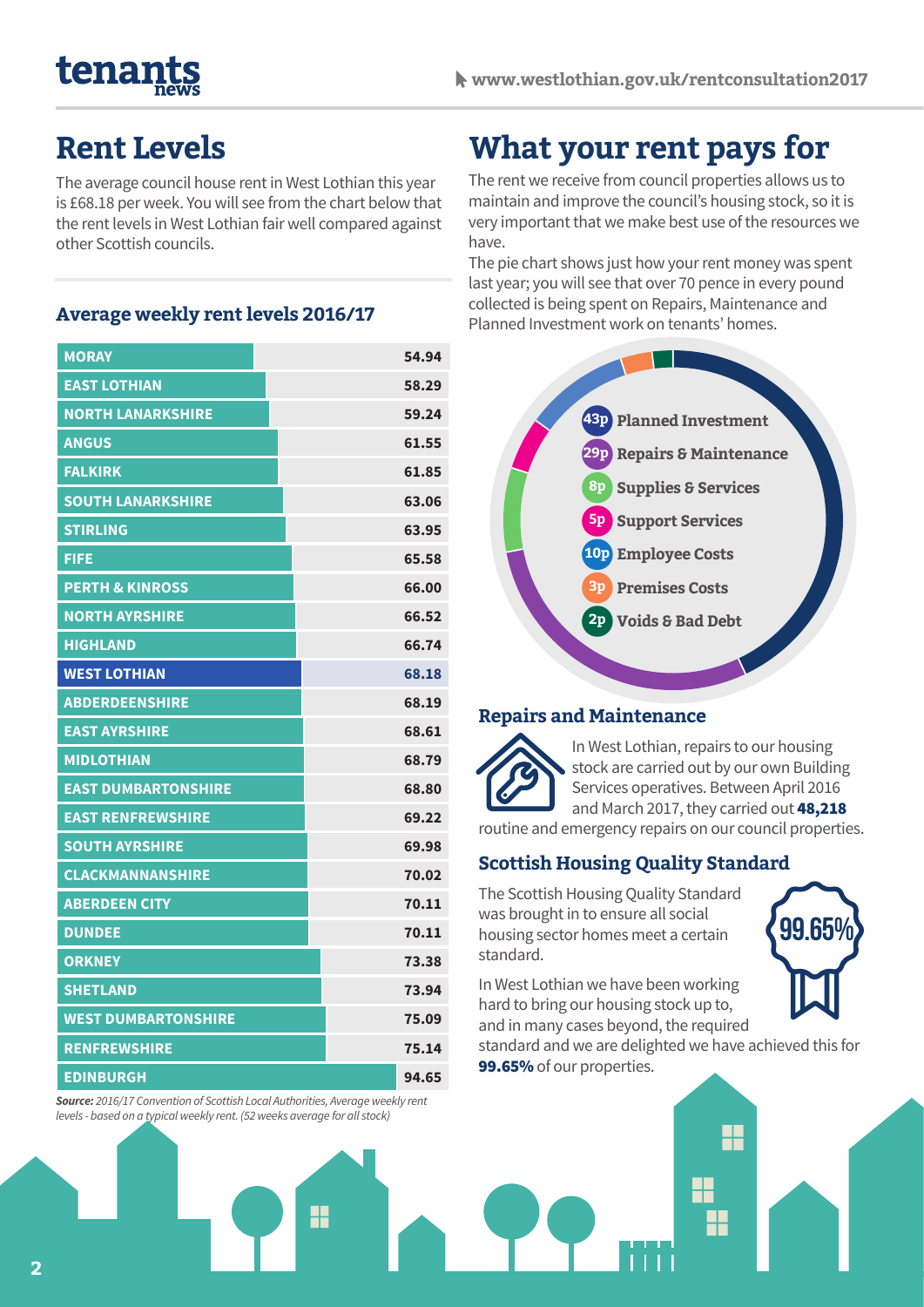# Rent Levels

The average council house rent in West Lothian this year is £68.18 per week. You will see from the chart below that the rent levels in West Lothian fair well compared against other Scottish councils.

### Average weekly rent levels 2016/17

| Council | Rent |
|---|---|
| MORAY | 54.94 |
| EAST LOTHIAN | 58.29 |
| NORTH LANARKSHIRE | 59.24 |
| ANGUS | 61.55 |
| FALKIRK | 61.85 |
| SOUTH LANARKSHIRE | 63.06 |
| STIRLING | 63.95 |
| FIFE | 65.58 |
| PERTH & KINROSS | 66.00 |
| NORTH AYRSHIRE | 66.52 |
| HIGHLAND | 66.74 |
| WEST LOTHIAN | 68.18 |
| ABERDEENSHIRE | 68.19 |
| EAST AYRSHIRE | 68.61 |
| MIDLOTHIAN | 68.79 |
| EAST DUMBARTONSHIRE | 68.80 |
| EAST RENFREWSHIRE | 69.22 |
| SOUTH AYRSHIRE | 69.98 |
| CLACKMANNANSHIRE | 70.02 |
| ABERDEEN CITY | 70.11 |
| DUNDEE | 70.11 |
| ORKNEY | 73.38 |
| SHETLAND | 73.94 |
| WEST DUMBARTONSHIRE | 75.09 |
| RENFREWSHIRE | 75.14 |
| EDINBURGH | 94.65 |

***Source:*** *2016/17 Convention of Scottish Local Authorities, Average weekly rent levels - based on a typical weekly rent. (52 weeks average for all stock)*

# What your rent pays for

The rent we receive from council properties allows us to maintain and improve the council's housing stock, so it is very important that we make best use of the resources we have.

The pie chart shows just how your rent money was spent last year; you will see that over 70 pence in every pound collected is being spent on Repairs, Maintenance and Planned Investment work on tenants' homes.

- **43p** Planned Investment
- **29p** Repairs & Maintenance
- **8p** Supplies & Services
- **5p** Support Services
- **10p** Employee Costs
- **3p** Premises Costs
- **2p** Voids & Bad Debt

### Repairs and Maintenance

In West Lothian, repairs to our housing stock are carried out by our own Building Services operatives. Between April 2016 and March 2017, they carried out **48,218** routine and emergency repairs on our council properties.

### Scottish Housing Quality Standard

99.65%

The Scottish Housing Quality Standard was brought in to ensure all social housing sector homes meet a certain standard.

In West Lothian we have been working hard to bring our housing stock up to, and in many cases beyond, the required standard and we are delighted we have achieved this for **99.65%** of our properties.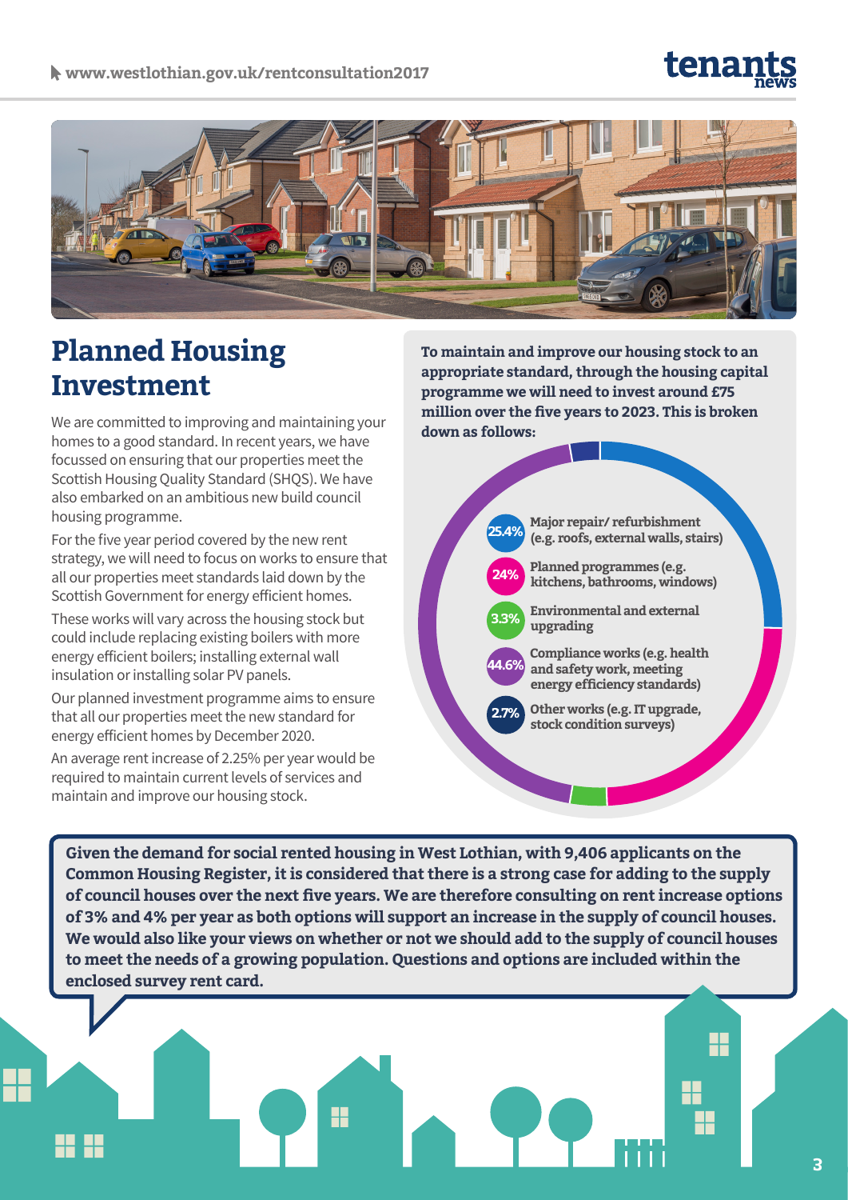# Planned Housing Investment

We are committed to improving and maintaining your homes to a good standard. In recent years, we have focussed on ensuring that our properties meet the Scottish Housing Quality Standard (SHQS). We have also embarked on an ambitious new build council housing programme.

For the five year period covered by the new rent strategy, we will need to focus on works to ensure that all our properties meet standards laid down by the Scottish Government for energy efficient homes.

These works will vary across the housing stock but could include replacing existing boilers with more energy efficient boilers; installing external wall insulation or installing solar PV panels.

Our planned investment programme aims to ensure that all our properties meet the new standard for energy efficient homes by December 2020.

An average rent increase of 2.25% per year would be required to maintain current levels of services and maintain and improve our housing stock.

**To maintain and improve our housing stock to an appropriate standard, through the housing capital programme we will need to invest around £75 million over the five years to 2023. This is broken down as follows:**

- **25.4%** Major repair/ refurbishment (e.g. roofs, external walls, stairs)
- **24%** Planned programmes (e.g. kitchens, bathrooms, windows)
- **3.3%** Environmental and external upgrading
- **44.6%** Compliance works (e.g. health and safety work, meeting energy efficiency standards)
- **2.7%** Other works (e.g. IT upgrade, stock condition surveys)

**Given the demand for social rented housing in West Lothian, with 9,406 applicants on the Common Housing Register, it is considered that there is a strong case for adding to the supply of council houses over the next five years. We are therefore consulting on rent increase options of 3% and 4% per year as both options will support an increase in the supply of council houses. We would also like your views on whether or not we should add to the supply of council houses to meet the needs of a growing population. Questions and options are included within the enclosed survey rent card.**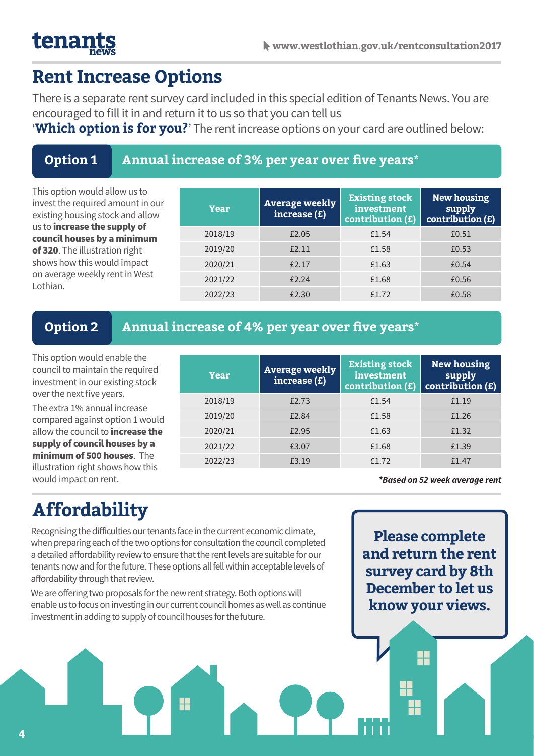# Rent Increase Options

There is a separate rent survey card included in this special edition of Tenants News. You are encouraged to fill it in and return it to us so that you can tell us '**Which option is for you?**' The rent increase options on your card are outlined below:

## Option 1 Annual increase of 3% per year over five years*

This option would allow us to invest the required amount in our existing housing stock and allow us to **increase the supply of council houses by a minimum of 320**. The illustration right shows how this would impact on average weekly rent in West Lothian.

| Year | Average weekly increase (£) | Existing stock investment contribution (£) | New housing supply contribution (£) |
|---|---|---|---|
| 2018/19 | £2.05 | £1.54 | £0.51 |
| 2019/20 | £2.11 | £1.58 | £0.53 |
| 2020/21 | £2.17 | £1.63 | £0.54 |
| 2021/22 | £2.24 | £1.68 | £0.56 |
| 2022/23 | £2.30 | £1.72 | £0.58 |

## Option 2 Annual increase of 4% per year over five years*

This option would enable the council to maintain the required investment in our existing stock over the next five years.

The extra 1% annual increase compared against option 1 would allow the council to **increase the supply of council houses by a minimum of 500 houses**. The illustration right shows how this would impact on rent.

| Year | Average weekly increase (£) | Existing stock investment contribution (£) | New housing supply contribution (£) |
|---|---|---|---|
| 2018/19 | £2.73 | £1.54 | £1.19 |
| 2019/20 | £2.84 | £1.58 | £1.26 |
| 2020/21 | £2.95 | £1.63 | £1.32 |
| 2021/22 | £3.07 | £1.68 | £1.39 |
| 2022/23 | £3.19 | £1.72 | £1.47 |

***Based on 52 week average rent***

# Affordability

Recognising the difficulties our tenants face in the current economic climate, when preparing each of the two options for consultation the council completed a detailed affordability review to ensure that the rent levels are suitable for our tenants now and for the future. These options all fell within acceptable levels of affordability through that review.

We are offering two proposals for the new rent strategy. Both options will enable us to focus on investing in our current council homes as well as continue investment in adding to supply of council houses for the future.

**Please complete and return the rent survey card by 8th December to let us know your views.**